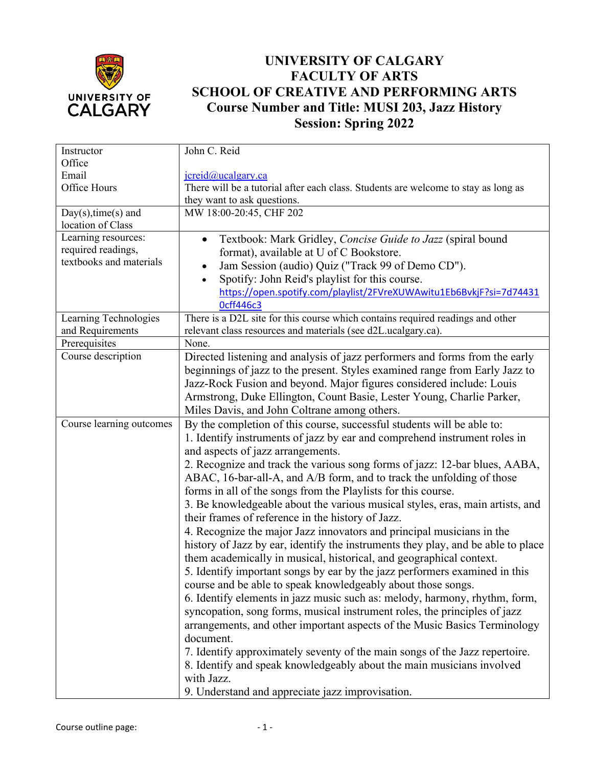# UNIVERSITY OF CALGARY
# FACULTY OF ARTS
# SCHOOL OF CREATIVE AND PERFORMING ARTS
## Course Number and Title: MUSI 203, Jazz History
## Session: Spring 2022

| | |
|---|---|
| Instructor<br>Office<br>Email<br>Office Hours | John C. Reid<br><br>jcreid@ucalgary.ca<br>There will be a tutorial after each class. Students are welcome to stay as long as they want to ask questions. |
| Day(s),time(s) and location of Class | MW 18:00-20:45, CHF 202 |
| Learning resources: required readings, textbooks and materials | • Textbook: Mark Gridley, *Concise Guide to Jazz* (spiral bound format), available at U of C Bookstore.<br>• Jam Session (audio) Quiz ("Track 99 of Demo CD").<br>• Spotify: John Reid's playlist for this course. https://open.spotify.com/playlist/2FVreXUWAwitu1Eb6BvkjF?si=7d744310cff446c3 |
| Learning Technologies and Requirements | There is a D2L site for this course which contains required readings and other relevant class resources and materials (see d2L.ucalgary.ca). |
| Prerequisites | None. |
| Course description | Directed listening and analysis of jazz performers and forms from the early beginnings of jazz to the present. Styles examined range from Early Jazz to Jazz-Rock Fusion and beyond. Major figures considered include: Louis Armstrong, Duke Ellington, Count Basie, Lester Young, Charlie Parker, Miles Davis, and John Coltrane among others. |
| Course learning outcomes | By the completion of this course, successful students will be able to:<br>1. Identify instruments of jazz by ear and comprehend instrument roles in and aspects of jazz arrangements.<br>2. Recognize and track the various song forms of jazz: 12-bar blues, AABA, ABAC, 16-bar-all-A, and A/B form, and to track the unfolding of those forms in all of the songs from the Playlists for this course.<br>3. Be knowledgeable about the various musical styles, eras, main artists, and their frames of reference in the history of Jazz.<br>4. Recognize the major Jazz innovators and principal musicians in the history of Jazz by ear, identify the instruments they play, and be able to place them academically in musical, historical, and geographical context.<br>5. Identify important songs by ear by the jazz performers examined in this course and be able to speak knowledgeably about those songs.<br>6. Identify elements in jazz music such as: melody, harmony, rhythm, form, syncopation, song forms, musical instrument roles, the principles of jazz arrangements, and other important aspects of the Music Basics Terminology document.<br>7. Identify approximately seventy of the main songs of the Jazz repertoire.<br>8. Identify and speak knowledgeably about the main musicians involved with Jazz.<br>9. Understand and appreciate jazz improvisation. |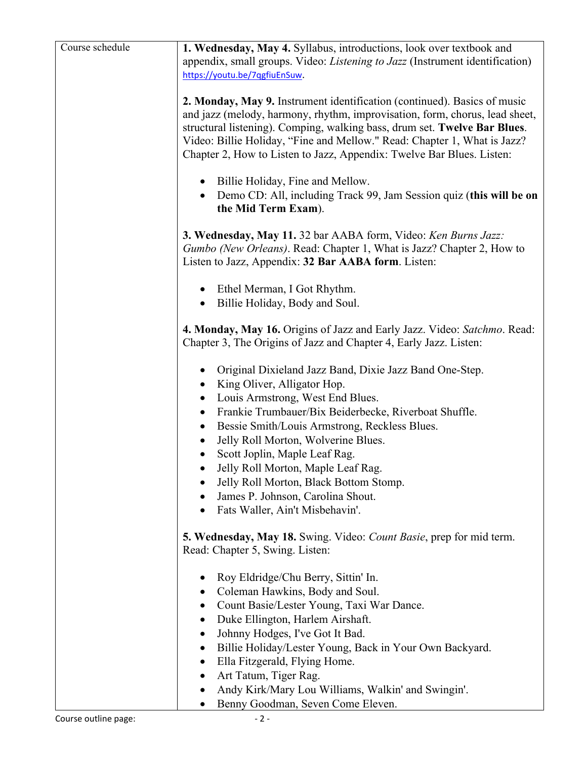| Course schedule | |
|---|---|
| Course schedule | **1. Wednesday, May 4.** Syllabus, introductions, look over textbook and appendix, small groups. Video: *Listening to Jazz* (Instrument identification) https://youtu.be/7qgfiuEnSuw. |

**2. Monday, May 9.** Instrument identification (continued). Basics of music and jazz (melody, harmony, rhythm, improvisation, form, chorus, lead sheet, structural listening). Comping, walking bass, drum set. **Twelve Bar Blues**. Video: Billie Holiday, "Fine and Mellow." Read: Chapter 1, What is Jazz? Chapter 2, How to Listen to Jazz, Appendix: Twelve Bar Blues. Listen:

- Billie Holiday, Fine and Mellow.
- Demo CD: All, including Track 99, Jam Session quiz (**this will be on the Mid Term Exam**).

**3. Wednesday, May 11.** 32 bar AABA form, Video: *Ken Burns Jazz: Gumbo (New Orleans)*. Read: Chapter 1, What is Jazz? Chapter 2, How to Listen to Jazz, Appendix: **32 Bar AABA form**. Listen:

- Ethel Merman, I Got Rhythm.
- Billie Holiday, Body and Soul.

**4. Monday, May 16.** Origins of Jazz and Early Jazz. Video: *Satchmo*. Read: Chapter 3, The Origins of Jazz and Chapter 4, Early Jazz. Listen:

- Original Dixieland Jazz Band, Dixie Jazz Band One-Step.
- King Oliver, Alligator Hop.
- Louis Armstrong, West End Blues.
- Frankie Trumbauer/Bix Beiderbecke, Riverboat Shuffle.
- Bessie Smith/Louis Armstrong, Reckless Blues.
- Jelly Roll Morton, Wolverine Blues.
- Scott Joplin, Maple Leaf Rag.
- Jelly Roll Morton, Maple Leaf Rag.
- Jelly Roll Morton, Black Bottom Stomp.
- James P. Johnson, Carolina Shout.
- Fats Waller, Ain't Misbehavin'.

**5. Wednesday, May 18.** Swing. Video: *Count Basie*, prep for mid term. Read: Chapter 5, Swing. Listen:

- Roy Eldridge/Chu Berry, Sittin' In.
- Coleman Hawkins, Body and Soul.
- Count Basie/Lester Young, Taxi War Dance.
- Duke Ellington, Harlem Airshaft.
- Johnny Hodges, I've Got It Bad.
- Billie Holiday/Lester Young, Back in Your Own Backyard.
- Ella Fitzgerald, Flying Home.
- Art Tatum, Tiger Rag.
- Andy Kirk/Mary Lou Williams, Walkin' and Swingin'.
- Benny Goodman, Seven Come Eleven.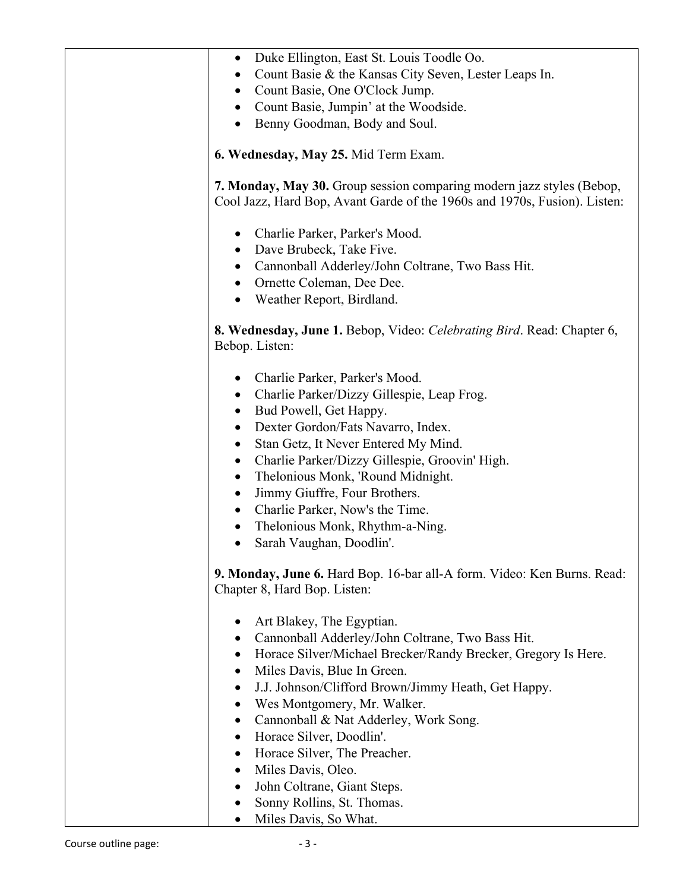- Duke Ellington, East St. Louis Toodle Oo.
- Count Basie & the Kansas City Seven, Lester Leaps In.
- Count Basie, One O'Clock Jump.
- Count Basie, Jumpin' at the Woodside.
- Benny Goodman, Body and Soul.

**6. Wednesday, May 25.** Mid Term Exam.

**7. Monday, May 30.** Group session comparing modern jazz styles (Bebop, Cool Jazz, Hard Bop, Avant Garde of the 1960s and 1970s, Fusion). Listen:

- Charlie Parker, Parker's Mood.
- Dave Brubeck, Take Five.
- Cannonball Adderley/John Coltrane, Two Bass Hit.
- Ornette Coleman, Dee Dee.
- Weather Report, Birdland.

**8. Wednesday, June 1.** Bebop, Video: *Celebrating Bird*. Read: Chapter 6, Bebop. Listen:

- Charlie Parker, Parker's Mood.
- Charlie Parker/Dizzy Gillespie, Leap Frog.
- Bud Powell, Get Happy.
- Dexter Gordon/Fats Navarro, Index.
- Stan Getz, It Never Entered My Mind.
- Charlie Parker/Dizzy Gillespie, Groovin' High.
- Thelonious Monk, 'Round Midnight.
- Jimmy Giuffre, Four Brothers.
- Charlie Parker, Now's the Time.
- Thelonious Monk, Rhythm-a-Ning.
- Sarah Vaughan, Doodlin'.

**9. Monday, June 6.** Hard Bop. 16-bar all-A form. Video: Ken Burns. Read: Chapter 8, Hard Bop. Listen:

- Art Blakey, The Egyptian.
- Cannonball Adderley/John Coltrane, Two Bass Hit.
- Horace Silver/Michael Brecker/Randy Brecker, Gregory Is Here.
- Miles Davis, Blue In Green.
- J.J. Johnson/Clifford Brown/Jimmy Heath, Get Happy.
- Wes Montgomery, Mr. Walker.
- Cannonball & Nat Adderley, Work Song.
- Horace Silver, Doodlin'.
- Horace Silver, The Preacher.
- Miles Davis, Oleo.
- John Coltrane, Giant Steps.
- Sonny Rollins, St. Thomas.
- Miles Davis, So What.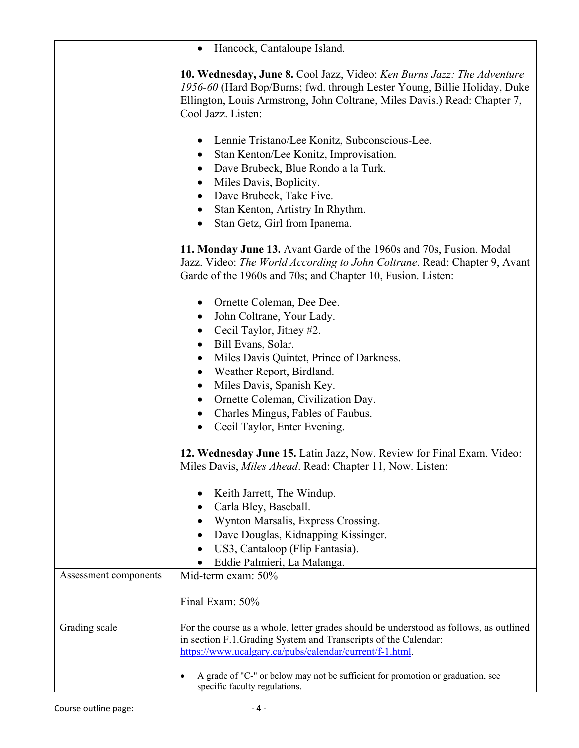| | |
|---|---|
| | • Hancock, Cantaloupe Island.<br><br>**10. Wednesday, June 8.** Cool Jazz, Video: *Ken Burns Jazz: The Adventure 1956-60* (Hard Bop/Burns; fwd. through Lester Young, Billie Holiday, Duke Ellington, Louis Armstrong, John Coltrane, Miles Davis.) Read: Chapter 7, Cool Jazz. Listen:<br><br>• Lennie Tristano/Lee Konitz, Subconscious-Lee.<br>• Stan Kenton/Lee Konitz, Improvisation.<br>• Dave Brubeck, Blue Rondo a la Turk.<br>• Miles Davis, Boplicity.<br>• Dave Brubeck, Take Five.<br>• Stan Kenton, Artistry In Rhythm.<br>• Stan Getz, Girl from Ipanema.<br><br>**11. Monday June 13.** Avant Garde of the 1960s and 70s, Fusion. Modal Jazz. Video: *The World According to John Coltrane*. Read: Chapter 9, Avant Garde of the 1960s and 70s; and Chapter 10, Fusion. Listen:<br><br>• Ornette Coleman, Dee Dee.<br>• John Coltrane, Your Lady.<br>• Cecil Taylor, Jitney #2.<br>• Bill Evans, Solar.<br>• Miles Davis Quintet, Prince of Darkness.<br>• Weather Report, Birdland.<br>• Miles Davis, Spanish Key.<br>• Ornette Coleman, Civilization Day.<br>• Charles Mingus, Fables of Faubus.<br>• Cecil Taylor, Enter Evening.<br><br>**12. Wednesday June 15.** Latin Jazz, Now. Review for Final Exam. Video: Miles Davis, *Miles Ahead*. Read: Chapter 11, Now. Listen:<br><br>• Keith Jarrett, The Windup.<br>• Carla Bley, Baseball.<br>• Wynton Marsalis, Express Crossing.<br>• Dave Douglas, Kidnapping Kissinger.<br>• US3, Cantaloop (Flip Fantasia).<br>• Eddie Palmieri, La Malanga. |
| Assessment components | Mid-term exam: 50%<br><br>Final Exam: 50% |
| Grading scale | For the course as a whole, letter grades should be understood as follows, as outlined in section F.1.Grading System and Transcripts of the Calendar: https://www.ucalgary.ca/pubs/calendar/current/f-1.html.<br><br>• A grade of "C-" or below may not be sufficient for promotion or graduation, see specific faculty regulations. |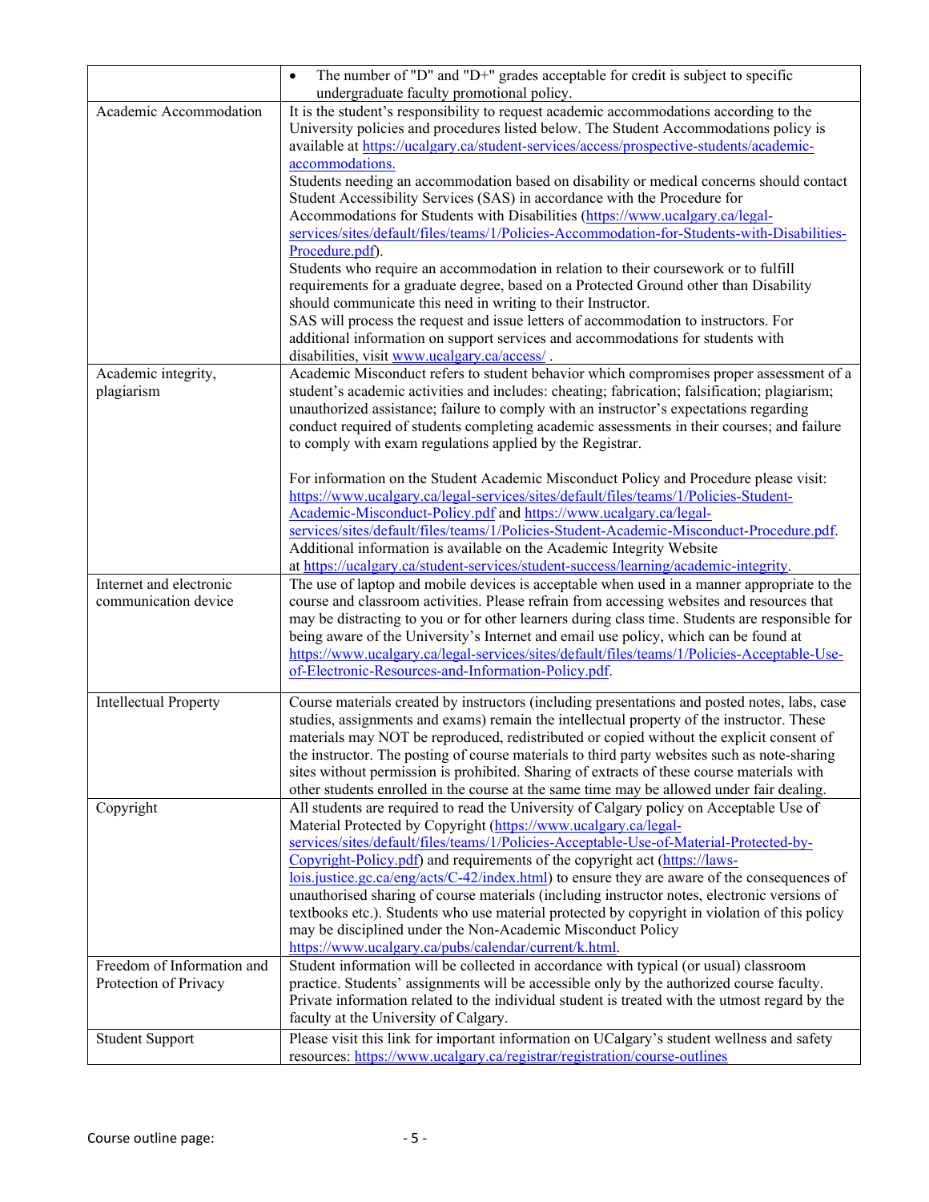| | |
|---|---|
| | • The number of "D" and "D+" grades acceptable for credit is subject to specific undergraduate faculty promotional policy. |
| Academic Accommodation | It is the student's responsibility to request academic accommodations according to the University policies and procedures listed below. The Student Accommodations policy is available at https://ucalgary.ca/student-services/access/prospective-students/academic-accommodations.<br>Students needing an accommodation based on disability or medical concerns should contact Student Accessibility Services (SAS) in accordance with the Procedure for Accommodations for Students with Disabilities (https://www.ucalgary.ca/legal-services/sites/default/files/teams/1/Policies-Accommodation-for-Students-with-Disabilities-Procedure.pdf).<br>Students who require an accommodation in relation to their coursework or to fulfill requirements for a graduate degree, based on a Protected Ground other than Disability should communicate this need in writing to their Instructor.<br>SAS will process the request and issue letters of accommodation to instructors. For additional information on support services and accommodations for students with disabilities, visit www.ucalgary.ca/access/ . |
| Academic integrity, plagiarism | Academic Misconduct refers to student behavior which compromises proper assessment of a student's academic activities and includes: cheating; fabrication; falsification; plagiarism; unauthorized assistance; failure to comply with an instructor's expectations regarding conduct required of students completing academic assessments in their courses; and failure to comply with exam regulations applied by the Registrar.<br><br>For information on the Student Academic Misconduct Policy and Procedure please visit: https://www.ucalgary.ca/legal-services/sites/default/files/teams/1/Policies-Student-Academic-Misconduct-Policy.pdf and https://www.ucalgary.ca/legal-services/sites/default/files/teams/1/Policies-Student-Academic-Misconduct-Procedure.pdf.<br>Additional information is available on the Academic Integrity Website at https://ucalgary.ca/student-services/student-success/learning/academic-integrity. |
| Internet and electronic communication device | The use of laptop and mobile devices is acceptable when used in a manner appropriate to the course and classroom activities. Please refrain from accessing websites and resources that may be distracting to you or for other learners during class time. Students are responsible for being aware of the University's Internet and email use policy, which can be found at https://www.ucalgary.ca/legal-services/sites/default/files/teams/1/Policies-Acceptable-Use-of-Electronic-Resources-and-Information-Policy.pdf. |
| Intellectual Property | Course materials created by instructors (including presentations and posted notes, labs, case studies, assignments and exams) remain the intellectual property of the instructor. These materials may NOT be reproduced, redistributed or copied without the explicit consent of the instructor. The posting of course materials to third party websites such as note-sharing sites without permission is prohibited. Sharing of extracts of these course materials with other students enrolled in the course at the same time may be allowed under fair dealing. |
| Copyright | All students are required to read the University of Calgary policy on Acceptable Use of Material Protected by Copyright (https://www.ucalgary.ca/legal-services/sites/default/files/teams/1/Policies-Acceptable-Use-of-Material-Protected-by-Copyright-Policy.pdf) and requirements of the copyright act (https://laws-lois.justice.gc.ca/eng/acts/C-42/index.html) to ensure they are aware of the consequences of unauthorised sharing of course materials (including instructor notes, electronic versions of textbooks etc.). Students who use material protected by copyright in violation of this policy may be disciplined under the Non-Academic Misconduct Policy https://www.ucalgary.ca/pubs/calendar/current/k.html. |
| Freedom of Information and Protection of Privacy | Student information will be collected in accordance with typical (or usual) classroom practice. Students' assignments will be accessible only by the authorized course faculty. Private information related to the individual student is treated with the utmost regard by the faculty at the University of Calgary. |
| Student Support | Please visit this link for important information on UCalgary's student wellness and safety resources: https://www.ucalgary.ca/registrar/registration/course-outlines |